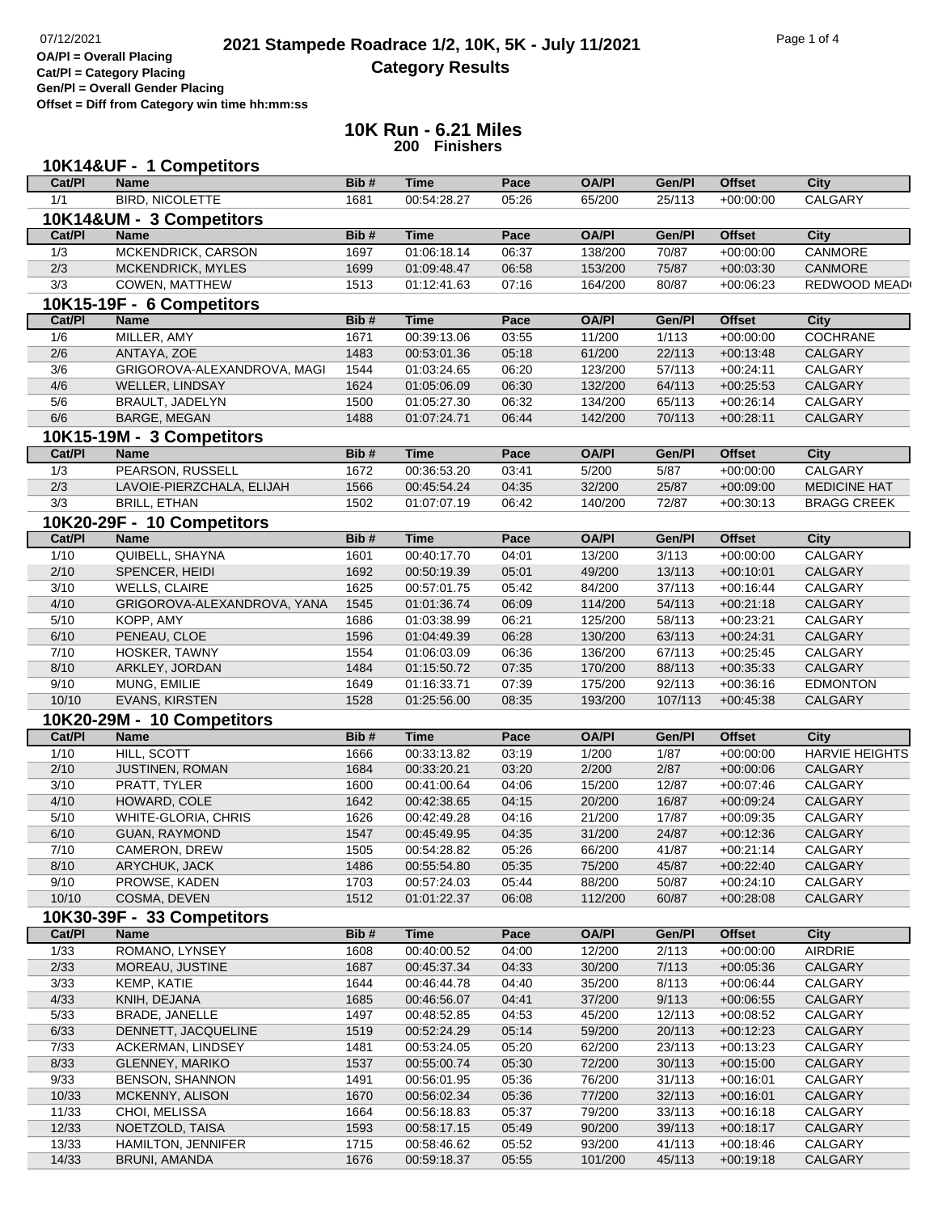07/12/2021

**OA/Pl = Overall Placing**
**Cat/Pl = Category Placing**
**Gen/Pl = Overall Gender Placing**
**Offset = Diff from Category win time hh:mm:ss**

# 2021 Stampede Roadrace 1/2, 10K, 5K - July 11/2021
## Category Results

## 10K Run - 6.21 Miles
**200 Finishers**

### 10K14&UF - 1 Competitors

| Cat/Pl | Name | Bib # | Time | Pace | OA/Pl | Gen/Pl | Offset | City |
|---|---|---|---|---|---|---|---|---|
| 1/1 | BIRD, NICOLETTE | 1681 | 00:54:28.27 | 05:26 | 65/200 | 25/113 | +00:00:00 | CALGARY |

### 10K14&UM - 3 Competitors

| Cat/Pl | Name | Bib # | Time | Pace | OA/Pl | Gen/Pl | Offset | City |
|---|---|---|---|---|---|---|---|---|
| 1/3 | MCKENDRICK, CARSON | 1697 | 01:06:18.14 | 06:37 | 138/200 | 70/87 | +00:00:00 | CANMORE |
| 2/3 | MCKENDRICK, MYLES | 1699 | 01:09:48.47 | 06:58 | 153/200 | 75/87 | +00:03:30 | CANMORE |
| 3/3 | COWEN, MATTHEW | 1513 | 01:12:41.63 | 07:16 | 164/200 | 80/87 | +00:06:23 | REDWOOD MEAD |

### 10K15-19F - 6 Competitors

| Cat/Pl | Name | Bib # | Time | Pace | OA/Pl | Gen/Pl | Offset | City |
|---|---|---|---|---|---|---|---|---|
| 1/6 | MILLER, AMY | 1671 | 00:39:13.06 | 03:55 | 11/200 | 1/113 | +00:00:00 | COCHRANE |
| 2/6 | ANTAYA, ZOE | 1483 | 00:53:01.36 | 05:18 | 61/200 | 22/113 | +00:13:48 | CALGARY |
| 3/6 | GRIGOROVA-ALEXANDROVA, MAGI | 1544 | 01:03:24.65 | 06:20 | 123/200 | 57/113 | +00:24:11 | CALGARY |
| 4/6 | WELLER, LINDSAY | 1624 | 01:05:06.09 | 06:30 | 132/200 | 64/113 | +00:25:53 | CALGARY |
| 5/6 | BRAULT, JADELYN | 1500 | 01:05:27.30 | 06:32 | 134/200 | 65/113 | +00:26:14 | CALGARY |
| 6/6 | BARGE, MEGAN | 1488 | 01:07:24.71 | 06:44 | 142/200 | 70/113 | +00:28:11 | CALGARY |

### 10K15-19M - 3 Competitors

| Cat/Pl | Name | Bib # | Time | Pace | OA/Pl | Gen/Pl | Offset | City |
|---|---|---|---|---|---|---|---|---|
| 1/3 | PEARSON, RUSSELL | 1672 | 00:36:53.20 | 03:41 | 5/200 | 5/87 | +00:00:00 | CALGARY |
| 2/3 | LAVOIE-PIERZCHALA, ELIJAH | 1566 | 00:45:54.24 | 04:35 | 32/200 | 25/87 | +00:09:00 | MEDICINE HAT |
| 3/3 | BRILL, ETHAN | 1502 | 01:07:07.19 | 06:42 | 140/200 | 72/87 | +00:30:13 | BRAGG CREEK |

### 10K20-29F - 10 Competitors

| Cat/Pl | Name | Bib # | Time | Pace | OA/Pl | Gen/Pl | Offset | City |
|---|---|---|---|---|---|---|---|---|
| 1/10 | QUIBELL, SHAYNA | 1601 | 00:40:17.70 | 04:01 | 13/200 | 3/113 | +00:00:00 | CALGARY |
| 2/10 | SPENCER, HEIDI | 1692 | 00:50:19.39 | 05:01 | 49/200 | 13/113 | +00:10:01 | CALGARY |
| 3/10 | WELLS, CLAIRE | 1625 | 00:57:01.75 | 05:42 | 84/200 | 37/113 | +00:16:44 | CALGARY |
| 4/10 | GRIGOROVA-ALEXANDROVA, YANA | 1545 | 01:01:36.74 | 06:09 | 114/200 | 54/113 | +00:21:18 | CALGARY |
| 5/10 | KOPP, AMY | 1686 | 01:03:38.99 | 06:21 | 125/200 | 58/113 | +00:23:21 | CALGARY |
| 6/10 | PENEAU, CLOE | 1596 | 01:04:49.39 | 06:28 | 130/200 | 63/113 | +00:24:31 | CALGARY |
| 7/10 | HOSKER, TAWNY | 1554 | 01:06:03.09 | 06:36 | 136/200 | 67/113 | +00:25:45 | CALGARY |
| 8/10 | ARKLEY, JORDAN | 1484 | 01:15:50.72 | 07:35 | 170/200 | 88/113 | +00:35:33 | CALGARY |
| 9/10 | MUNG, EMILIE | 1649 | 01:16:33.71 | 07:39 | 175/200 | 92/113 | +00:36:16 | EDMONTON |
| 10/10 | EVANS, KIRSTEN | 1528 | 01:25:56.00 | 08:35 | 193/200 | 107/113 | +00:45:38 | CALGARY |

### 10K20-29M - 10 Competitors

| Cat/Pl | Name | Bib # | Time | Pace | OA/Pl | Gen/Pl | Offset | City |
|---|---|---|---|---|---|---|---|---|
| 1/10 | HILL, SCOTT | 1666 | 00:33:13.82 | 03:19 | 1/200 | 1/87 | +00:00:00 | HARVIE HEIGHTS |
| 2/10 | JUSTINEN, ROMAN | 1684 | 00:33:20.21 | 03:20 | 2/200 | 2/87 | +00:00:06 | CALGARY |
| 3/10 | PRATT, TYLER | 1600 | 00:41:00.64 | 04:06 | 15/200 | 12/87 | +00:07:46 | CALGARY |
| 4/10 | HOWARD, COLE | 1642 | 00:42:38.65 | 04:15 | 20/200 | 16/87 | +00:09:24 | CALGARY |
| 5/10 | WHITE-GLORIA, CHRIS | 1626 | 00:42:49.28 | 04:16 | 21/200 | 17/87 | +00:09:35 | CALGARY |
| 6/10 | GUAN, RAYMOND | 1547 | 00:45:49.95 | 04:35 | 31/200 | 24/87 | +00:12:36 | CALGARY |
| 7/10 | CAMERON, DREW | 1505 | 00:54:28.82 | 05:26 | 66/200 | 41/87 | +00:21:14 | CALGARY |
| 8/10 | ARYCHUK, JACK | 1486 | 00:55:54.80 | 05:35 | 75/200 | 45/87 | +00:22:40 | CALGARY |
| 9/10 | PROWSE, KADEN | 1703 | 00:57:24.03 | 05:44 | 88/200 | 50/87 | +00:24:10 | CALGARY |
| 10/10 | COSMA, DEVEN | 1512 | 01:01:22.37 | 06:08 | 112/200 | 60/87 | +00:28:08 | CALGARY |

### 10K30-39F - 33 Competitors

| Cat/Pl | Name | Bib # | Time | Pace | OA/Pl | Gen/Pl | Offset | City |
|---|---|---|---|---|---|---|---|---|
| 1/33 | ROMANO, LYNSEY | 1608 | 00:40:00.52 | 04:00 | 12/200 | 2/113 | +00:00:00 | AIRDRIE |
| 2/33 | MOREAU, JUSTINE | 1687 | 00:45:37.34 | 04:33 | 30/200 | 7/113 | +00:05:36 | CALGARY |
| 3/33 | KEMP, KATIE | 1644 | 00:46:44.78 | 04:40 | 35/200 | 8/113 | +00:06:44 | CALGARY |
| 4/33 | KNIH, DEJANA | 1685 | 00:46:56.07 | 04:41 | 37/200 | 9/113 | +00:06:55 | CALGARY |
| 5/33 | BRADE, JANELLE | 1497 | 00:48:52.85 | 04:53 | 45/200 | 12/113 | +00:08:52 | CALGARY |
| 6/33 | DENNETT, JACQUELINE | 1519 | 00:52:24.29 | 05:14 | 59/200 | 20/113 | +00:12:23 | CALGARY |
| 7/33 | ACKERMAN, LINDSEY | 1481 | 00:53:24.05 | 05:20 | 62/200 | 23/113 | +00:13:23 | CALGARY |
| 8/33 | GLENNEY, MARIKO | 1537 | 00:55:00.74 | 05:30 | 72/200 | 30/113 | +00:15:00 | CALGARY |
| 9/33 | BENSON, SHANNON | 1491 | 00:56:01.95 | 05:36 | 76/200 | 31/113 | +00:16:01 | CALGARY |
| 10/33 | MCKENNY, ALISON | 1670 | 00:56:02.34 | 05:36 | 77/200 | 32/113 | +00:16:01 | CALGARY |
| 11/33 | CHOI, MELISSA | 1664 | 00:56:18.83 | 05:37 | 79/200 | 33/113 | +00:16:18 | CALGARY |
| 12/33 | NOETZOLD, TAISA | 1593 | 00:58:17.15 | 05:49 | 90/200 | 39/113 | +00:18:17 | CALGARY |
| 13/33 | HAMILTON, JENNIFER | 1715 | 00:58:46.62 | 05:52 | 93/200 | 41/113 | +00:18:46 | CALGARY |
| 14/33 | BRUNI, AMANDA | 1676 | 00:59:18.37 | 05:55 | 101/200 | 45/113 | +00:19:18 | CALGARY |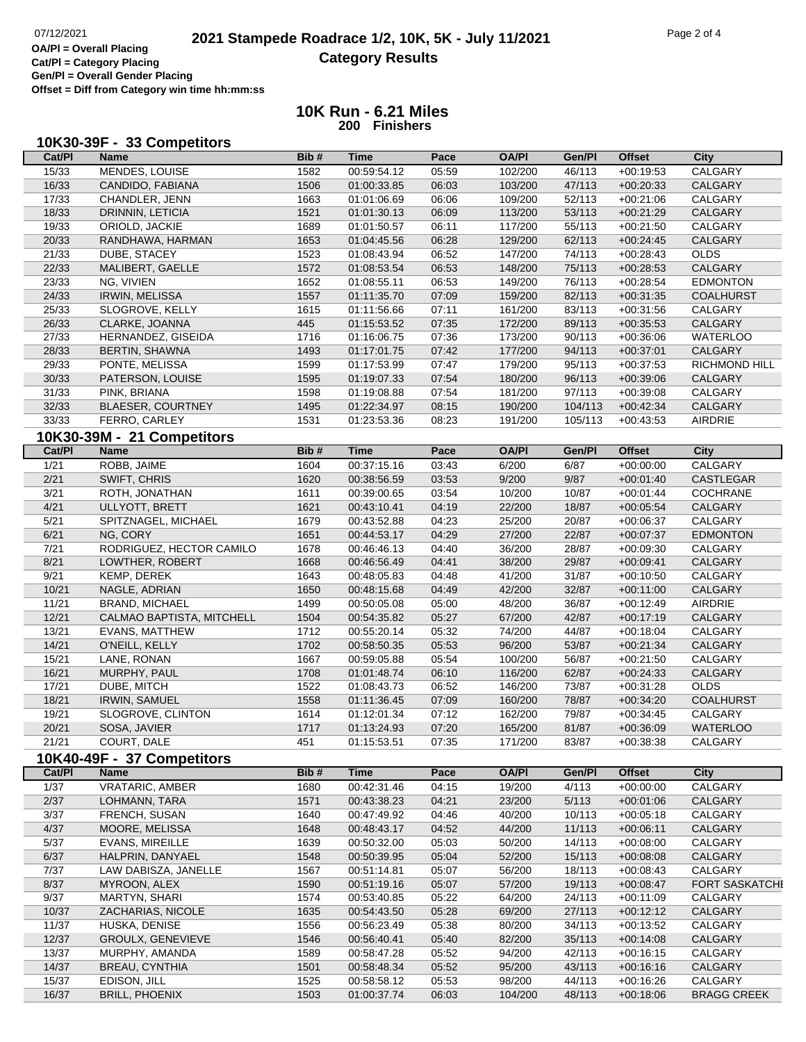# 2021 Stampede Roadrace 1/2, 10K, 5K - July 11/2021

## Category Results

**OA/Pl = Overall Placing**
**Cat/Pl = Category Placing**
**Gen/Pl = Overall Gender Placing**
**Offset = Diff from Category win time hh:mm:ss**

## 10K Run - 6.21 Miles
**200 Finishers**

### 10K30-39F - 33 Competitors

| Cat/Pl | Name | Bib # | Time | Pace | OA/Pl | Gen/Pl | Offset | City |
|---|---|---|---|---|---|---|---|---|
| 15/33 | MENDES, LOUISE | 1582 | 00:59:54.12 | 05:59 | 102/200 | 46/113 | +00:19:53 | CALGARY |
| 16/33 | CANDIDO, FABIANA | 1506 | 01:00:33.85 | 06:03 | 103/200 | 47/113 | +00:20:33 | CALGARY |
| 17/33 | CHANDLER, JENN | 1663 | 01:01:06.69 | 06:06 | 109/200 | 52/113 | +00:21:06 | CALGARY |
| 18/33 | DRINNIN, LETICIA | 1521 | 01:01:30.13 | 06:09 | 113/200 | 53/113 | +00:21:29 | CALGARY |
| 19/33 | ORIOLD, JACKIE | 1689 | 01:01:50.57 | 06:11 | 117/200 | 55/113 | +00:21:50 | CALGARY |
| 20/33 | RANDHAWA, HARMAN | 1653 | 01:04:45.56 | 06:28 | 129/200 | 62/113 | +00:24:45 | CALGARY |
| 21/33 | DUBE, STACEY | 1523 | 01:08:43.94 | 06:52 | 147/200 | 74/113 | +00:28:43 | OLDS |
| 22/33 | MALIBERT, GAELLE | 1572 | 01:08:53.54 | 06:53 | 148/200 | 75/113 | +00:28:53 | CALGARY |
| 23/33 | NG, VIVIEN | 1652 | 01:08:55.11 | 06:53 | 149/200 | 76/113 | +00:28:54 | EDMONTON |
| 24/33 | IRWIN, MELISSA | 1557 | 01:11:35.70 | 07:09 | 159/200 | 82/113 | +00:31:35 | COALHURST |
| 25/33 | SLOGROVE, KELLY | 1615 | 01:11:56.66 | 07:11 | 161/200 | 83/113 | +00:31:56 | CALGARY |
| 26/33 | CLARKE, JOANNA | 445 | 01:15:53.52 | 07:35 | 172/200 | 89/113 | +00:35:53 | CALGARY |
| 27/33 | HERNANDEZ, GISEIDA | 1716 | 01:16:06.75 | 07:36 | 173/200 | 90/113 | +00:36:06 | WATERLOO |
| 28/33 | BERTIN, SHAWNA | 1493 | 01:17:01.75 | 07:42 | 177/200 | 94/113 | +00:37:01 | CALGARY |
| 29/33 | PONTE, MELISSA | 1599 | 01:17:53.99 | 07:47 | 179/200 | 95/113 | +00:37:53 | RICHMOND HILL |
| 30/33 | PATERSON, LOUISE | 1595 | 01:19:07.33 | 07:54 | 180/200 | 96/113 | +00:39:06 | CALGARY |
| 31/33 | PINK, BRIANA | 1598 | 01:19:08.88 | 07:54 | 181/200 | 97/113 | +00:39:08 | CALGARY |
| 32/33 | BLAESER, COURTNEY | 1495 | 01:22:34.97 | 08:15 | 190/200 | 104/113 | +00:42:34 | CALGARY |
| 33/33 | FERRO, CARLEY | 1531 | 01:23:53.36 | 08:23 | 191/200 | 105/113 | +00:43:53 | AIRDRIE |

### 10K30-39M - 21 Competitors

| Cat/Pl | Name | Bib # | Time | Pace | OA/Pl | Gen/Pl | Offset | City |
|---|---|---|---|---|---|---|---|---|
| 1/21 | ROBB, JAIME | 1604 | 00:37:15.16 | 03:43 | 6/200 | 6/87 | +00:00:00 | CALGARY |
| 2/21 | SWIFT, CHRIS | 1620 | 00:38:56.59 | 03:53 | 9/200 | 9/87 | +00:01:40 | CASTLEGAR |
| 3/21 | ROTH, JONATHAN | 1611 | 00:39:00.65 | 03:54 | 10/200 | 10/87 | +00:01:44 | COCHRANE |
| 4/21 | ULLYOTT, BRETT | 1621 | 00:43:10.41 | 04:19 | 22/200 | 18/87 | +00:05:54 | CALGARY |
| 5/21 | SPITZNAGEL, MICHAEL | 1679 | 00:43:52.88 | 04:23 | 25/200 | 20/87 | +00:06:37 | CALGARY |
| 6/21 | NG, CORY | 1651 | 00:44:53.17 | 04:29 | 27/200 | 22/87 | +00:07:37 | EDMONTON |
| 7/21 | RODRIGUEZ, HECTOR CAMILO | 1678 | 00:46:46.13 | 04:40 | 36/200 | 28/87 | +00:09:30 | CALGARY |
| 8/21 | LOWTHER, ROBERT | 1668 | 00:46:56.49 | 04:41 | 38/200 | 29/87 | +00:09:41 | CALGARY |
| 9/21 | KEMP, DEREK | 1643 | 00:48:05.83 | 04:48 | 41/200 | 31/87 | +00:10:50 | CALGARY |
| 10/21 | NAGLE, ADRIAN | 1650 | 00:48:15.68 | 04:49 | 42/200 | 32/87 | +00:11:00 | CALGARY |
| 11/21 | BRAND, MICHAEL | 1499 | 00:50:05.08 | 05:00 | 48/200 | 36/87 | +00:12:49 | AIRDRIE |
| 12/21 | CALMAO BAPTISTA, MITCHELL | 1504 | 00:54:35.82 | 05:27 | 67/200 | 42/87 | +00:17:19 | CALGARY |
| 13/21 | EVANS, MATTHEW | 1712 | 00:55:20.14 | 05:32 | 74/200 | 44/87 | +00:18:04 | CALGARY |
| 14/21 | O'NEILL, KELLY | 1702 | 00:58:50.35 | 05:53 | 96/200 | 53/87 | +00:21:34 | CALGARY |
| 15/21 | LANE, RONAN | 1667 | 00:59:05.88 | 05:54 | 100/200 | 56/87 | +00:21:50 | CALGARY |
| 16/21 | MURPHY, PAUL | 1708 | 01:01:48.74 | 06:10 | 116/200 | 62/87 | +00:24:33 | CALGARY |
| 17/21 | DUBE, MITCH | 1522 | 01:08:43.73 | 06:52 | 146/200 | 73/87 | +00:31:28 | OLDS |
| 18/21 | IRWIN, SAMUEL | 1558 | 01:11:36.45 | 07:09 | 160/200 | 78/87 | +00:34:20 | COALHURST |
| 19/21 | SLOGROVE, CLINTON | 1614 | 01:12:01.34 | 07:12 | 162/200 | 79/87 | +00:34:45 | CALGARY |
| 20/21 | SOSA, JAVIER | 1717 | 01:13:24.93 | 07:20 | 165/200 | 81/87 | +00:36:09 | WATERLOO |
| 21/21 | COURT, DALE | 451 | 01:15:53.51 | 07:35 | 171/200 | 83/87 | +00:38:38 | CALGARY |

### 10K40-49F - 37 Competitors

| Cat/Pl | Name | Bib # | Time | Pace | OA/Pl | Gen/Pl | Offset | City |
|---|---|---|---|---|---|---|---|---|
| 1/37 | VRATARIC, AMBER | 1680 | 00:42:31.46 | 04:15 | 19/200 | 4/113 | +00:00:00 | CALGARY |
| 2/37 | LOHMANN, TARA | 1571 | 00:43:38.23 | 04:21 | 23/200 | 5/113 | +00:01:06 | CALGARY |
| 3/37 | FRENCH, SUSAN | 1640 | 00:47:49.92 | 04:46 | 40/200 | 10/113 | +00:05:18 | CALGARY |
| 4/37 | MOORE, MELISSA | 1648 | 00:48:43.17 | 04:52 | 44/200 | 11/113 | +00:06:11 | CALGARY |
| 5/37 | EVANS, MIREILLE | 1639 | 00:50:32.00 | 05:03 | 50/200 | 14/113 | +00:08:00 | CALGARY |
| 6/37 | HALPRIN, DANYAEL | 1548 | 00:50:39.95 | 05:04 | 52/200 | 15/113 | +00:08:08 | CALGARY |
| 7/37 | LAW DABISZA, JANELLE | 1567 | 00:51:14.81 | 05:07 | 56/200 | 18/113 | +00:08:43 | CALGARY |
| 8/37 | MYROON, ALEX | 1590 | 00:51:19.16 | 05:07 | 57/200 | 19/113 | +00:08:47 | FORT SASKATCHE |
| 9/37 | MARTYN, SHARI | 1574 | 00:53:40.85 | 05:22 | 64/200 | 24/113 | +00:11:09 | CALGARY |
| 10/37 | ZACHARIAS, NICOLE | 1635 | 00:54:43.50 | 05:28 | 69/200 | 27/113 | +00:12:12 | CALGARY |
| 11/37 | HUSKA, DENISE | 1556 | 00:56:23.49 | 05:38 | 80/200 | 34/113 | +00:13:52 | CALGARY |
| 12/37 | GROULX, GENEVIEVE | 1546 | 00:56:40.41 | 05:40 | 82/200 | 35/113 | +00:14:08 | CALGARY |
| 13/37 | MURPHY, AMANDA | 1589 | 00:58:47.28 | 05:52 | 94/200 | 42/113 | +00:16:15 | CALGARY |
| 14/37 | BREAU, CYNTHIA | 1501 | 00:58:48.34 | 05:52 | 95/200 | 43/113 | +00:16:16 | CALGARY |
| 15/37 | EDISON, JILL | 1525 | 00:58:58.12 | 05:53 | 98/200 | 44/113 | +00:16:26 | CALGARY |
| 16/37 | BRILL, PHOENIX | 1503 | 01:00:37.74 | 06:03 | 104/200 | 48/113 | +00:18:06 | BRAGG CREEK |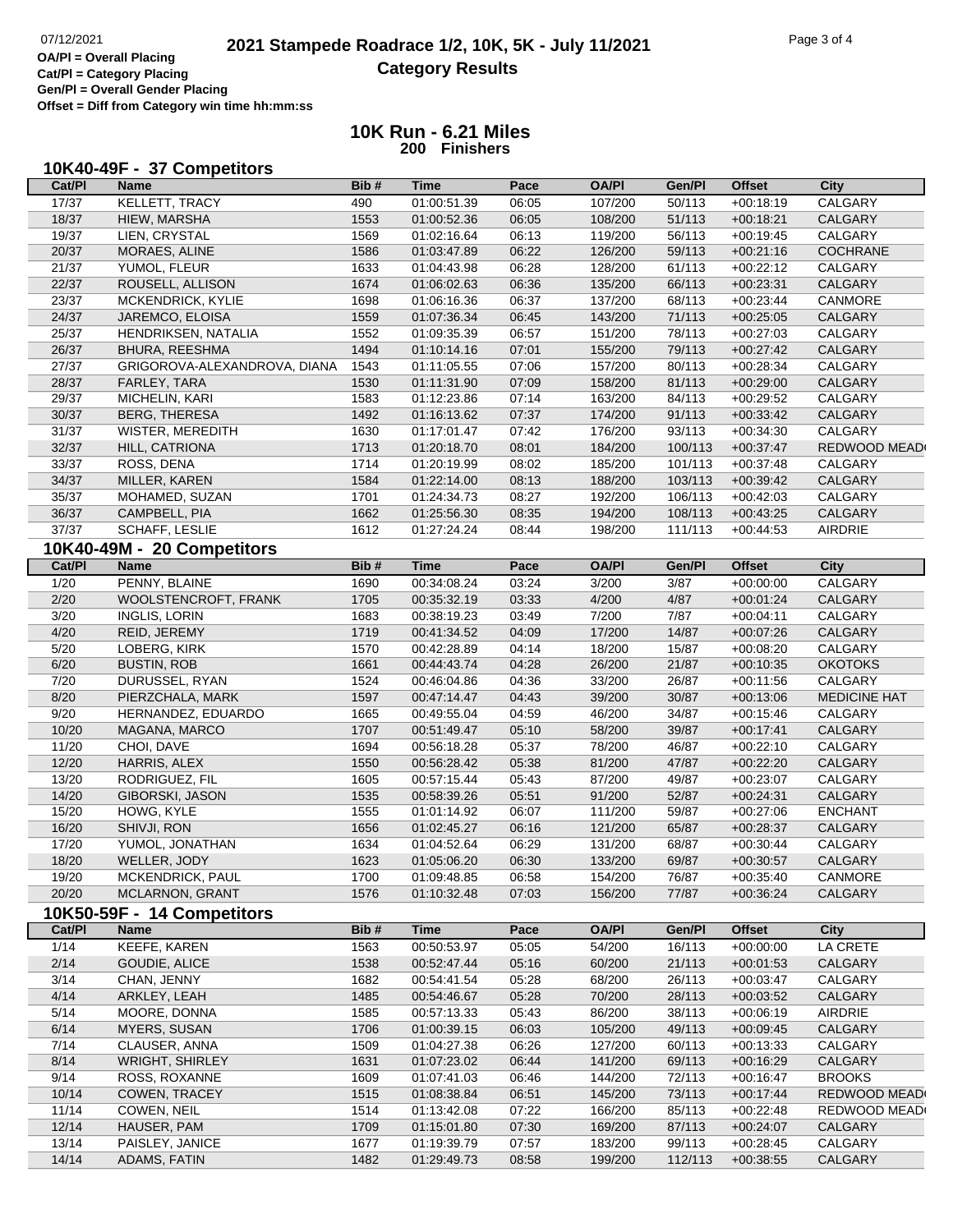# 2021 Stampede Roadrace 1/2, 10K, 5K - July 11/2021

## Category Results

**OA/Pl = Overall Placing**
**Cat/Pl = Category Placing**
**Gen/Pl = Overall Gender Placing**
**Offset = Diff from Category win time hh:mm:ss**

### 10K Run - 6.21 Miles
**200 Finishers**

### 10K40-49F - 37 Competitors

| Cat/Pl | Name | Bib # | Time | Pace | OA/Pl | Gen/Pl | Offset | City |
|---|---|---|---|---|---|---|---|---|
| 17/37 | KELLETT, TRACY | 490 | 01:00:51.39 | 06:05 | 107/200 | 50/113 | +00:18:19 | CALGARY |
| 18/37 | HIEW, MARSHA | 1553 | 01:00:52.36 | 06:05 | 108/200 | 51/113 | +00:18:21 | CALGARY |
| 19/37 | LIEN, CRYSTAL | 1569 | 01:02:16.64 | 06:13 | 119/200 | 56/113 | +00:19:45 | CALGARY |
| 20/37 | MORAES, ALINE | 1586 | 01:03:47.89 | 06:22 | 126/200 | 59/113 | +00:21:16 | COCHRANE |
| 21/37 | YUMOL, FLEUR | 1633 | 01:04:43.98 | 06:28 | 128/200 | 61/113 | +00:22:12 | CALGARY |
| 22/37 | ROUSELL, ALLISON | 1674 | 01:06:02.63 | 06:36 | 135/200 | 66/113 | +00:23:31 | CALGARY |
| 23/37 | MCKENDRICK, KYLIE | 1698 | 01:06:16.36 | 06:37 | 137/200 | 68/113 | +00:23:44 | CANMORE |
| 24/37 | JAREMCO, ELOISA | 1559 | 01:07:36.34 | 06:45 | 143/200 | 71/113 | +00:25:05 | CALGARY |
| 25/37 | HENDRIKSEN, NATALIA | 1552 | 01:09:35.39 | 06:57 | 151/200 | 78/113 | +00:27:03 | CALGARY |
| 26/37 | BHURA, REESHMA | 1494 | 01:10:14.16 | 07:01 | 155/200 | 79/113 | +00:27:42 | CALGARY |
| 27/37 | GRIGOROVA-ALEXANDROVA, DIANA | 1543 | 01:11:05.55 | 07:06 | 157/200 | 80/113 | +00:28:34 | CALGARY |
| 28/37 | FARLEY, TARA | 1530 | 01:11:31.90 | 07:09 | 158/200 | 81/113 | +00:29:00 | CALGARY |
| 29/37 | MICHELIN, KARI | 1583 | 01:12:23.86 | 07:14 | 163/200 | 84/113 | +00:29:52 | CALGARY |
| 30/37 | BERG, THERESA | 1492 | 01:16:13.62 | 07:37 | 174/200 | 91/113 | +00:33:42 | CALGARY |
| 31/37 | WISTER, MEREDITH | 1630 | 01:17:01.47 | 07:42 | 176/200 | 93/113 | +00:34:30 | CALGARY |
| 32/37 | HILL, CATRIONA | 1713 | 01:20:18.70 | 08:01 | 184/200 | 100/113 | +00:37:47 | REDWOOD MEAD |
| 33/37 | ROSS, DENA | 1714 | 01:20:19.99 | 08:02 | 185/200 | 101/113 | +00:37:48 | CALGARY |
| 34/37 | MILLER, KAREN | 1584 | 01:22:14.00 | 08:13 | 188/200 | 103/113 | +00:39:42 | CALGARY |
| 35/37 | MOHAMED, SUZAN | 1701 | 01:24:34.73 | 08:27 | 192/200 | 106/113 | +00:42:03 | CALGARY |
| 36/37 | CAMPBELL, PIA | 1662 | 01:25:56.30 | 08:35 | 194/200 | 108/113 | +00:43:25 | CALGARY |
| 37/37 | SCHAFF, LESLIE | 1612 | 01:27:24.24 | 08:44 | 198/200 | 111/113 | +00:44:53 | AIRDRIE |

### 10K40-49M - 20 Competitors

| Cat/Pl | Name | Bib # | Time | Pace | OA/Pl | Gen/Pl | Offset | City |
|---|---|---|---|---|---|---|---|---|
| 1/20 | PENNY, BLAINE | 1690 | 00:34:08.24 | 03:24 | 3/200 | 3/87 | +00:00:00 | CALGARY |
| 2/20 | WOOLSTENCROFT, FRANK | 1705 | 00:35:32.19 | 03:33 | 4/200 | 4/87 | +00:01:24 | CALGARY |
| 3/20 | INGLIS, LORIN | 1683 | 00:38:19.23 | 03:49 | 7/200 | 7/87 | +00:04:11 | CALGARY |
| 4/20 | REID, JEREMY | 1719 | 00:41:34.52 | 04:09 | 17/200 | 14/87 | +00:07:26 | CALGARY |
| 5/20 | LOBERG, KIRK | 1570 | 00:42:28.89 | 04:14 | 18/200 | 15/87 | +00:08:20 | CALGARY |
| 6/20 | BUSTIN, ROB | 1661 | 00:44:43.74 | 04:28 | 26/200 | 21/87 | +00:10:35 | OKOTOKS |
| 7/20 | DURUSSEL, RYAN | 1524 | 00:46:04.86 | 04:36 | 33/200 | 26/87 | +00:11:56 | CALGARY |
| 8/20 | PIERZCHALA, MARK | 1597 | 00:47:14.47 | 04:43 | 39/200 | 30/87 | +00:13:06 | MEDICINE HAT |
| 9/20 | HERNANDEZ, EDUARDO | 1665 | 00:49:55.04 | 04:59 | 46/200 | 34/87 | +00:15:46 | CALGARY |
| 10/20 | MAGANA, MARCO | 1707 | 00:51:49.47 | 05:10 | 58/200 | 39/87 | +00:17:41 | CALGARY |
| 11/20 | CHOI, DAVE | 1694 | 00:56:18.28 | 05:37 | 78/200 | 46/87 | +00:22:10 | CALGARY |
| 12/20 | HARRIS, ALEX | 1550 | 00:56:28.42 | 05:38 | 81/200 | 47/87 | +00:22:20 | CALGARY |
| 13/20 | RODRIGUEZ, FIL | 1605 | 00:57:15.44 | 05:43 | 87/200 | 49/87 | +00:23:07 | CALGARY |
| 14/20 | GIBORSKI, JASON | 1535 | 00:58:39.26 | 05:51 | 91/200 | 52/87 | +00:24:31 | CALGARY |
| 15/20 | HOWG, KYLE | 1555 | 01:01:14.92 | 06:07 | 111/200 | 59/87 | +00:27:06 | ENCHANT |
| 16/20 | SHIVJI, RON | 1656 | 01:02:45.27 | 06:16 | 121/200 | 65/87 | +00:28:37 | CALGARY |
| 17/20 | YUMOL, JONATHAN | 1634 | 01:04:52.64 | 06:29 | 131/200 | 68/87 | +00:30:44 | CALGARY |
| 18/20 | WELLER, JODY | 1623 | 01:05:06.20 | 06:30 | 133/200 | 69/87 | +00:30:57 | CALGARY |
| 19/20 | MCKENDRICK, PAUL | 1700 | 01:09:48.85 | 06:58 | 154/200 | 76/87 | +00:35:40 | CANMORE |
| 20/20 | MCLARNON, GRANT | 1576 | 01:10:32.48 | 07:03 | 156/200 | 77/87 | +00:36:24 | CALGARY |

### 10K50-59F - 14 Competitors

| Cat/Pl | Name | Bib # | Time | Pace | OA/Pl | Gen/Pl | Offset | City |
|---|---|---|---|---|---|---|---|---|
| 1/14 | KEEFE, KAREN | 1563 | 00:50:53.97 | 05:05 | 54/200 | 16/113 | +00:00:00 | LA CRETE |
| 2/14 | GOUDIE, ALICE | 1538 | 00:52:47.44 | 05:16 | 60/200 | 21/113 | +00:01:53 | CALGARY |
| 3/14 | CHAN, JENNY | 1682 | 00:54:41.54 | 05:28 | 68/200 | 26/113 | +00:03:47 | CALGARY |
| 4/14 | ARKLEY, LEAH | 1485 | 00:54:46.67 | 05:28 | 70/200 | 28/113 | +00:03:52 | CALGARY |
| 5/14 | MOORE, DONNA | 1585 | 00:57:13.33 | 05:43 | 86/200 | 38/113 | +00:06:19 | AIRDRIE |
| 6/14 | MYERS, SUSAN | 1706 | 01:00:39.15 | 06:03 | 105/200 | 49/113 | +00:09:45 | CALGARY |
| 7/14 | CLAUSER, ANNA | 1509 | 01:04:27.38 | 06:26 | 127/200 | 60/113 | +00:13:33 | CALGARY |
| 8/14 | WRIGHT, SHIRLEY | 1631 | 01:07:23.02 | 06:44 | 141/200 | 69/113 | +00:16:29 | CALGARY |
| 9/14 | ROSS, ROXANNE | 1609 | 01:07:41.03 | 06:46 | 144/200 | 72/113 | +00:16:47 | BROOKS |
| 10/14 | COWEN, TRACEY | 1515 | 01:08:38.84 | 06:51 | 145/200 | 73/113 | +00:17:44 | REDWOOD MEAD |
| 11/14 | COWEN, NEIL | 1514 | 01:13:42.08 | 07:22 | 166/200 | 85/113 | +00:22:48 | REDWOOD MEAD |
| 12/14 | HAUSER, PAM | 1709 | 01:15:01.80 | 07:30 | 169/200 | 87/113 | +00:24:07 | CALGARY |
| 13/14 | PAISLEY, JANICE | 1677 | 01:19:39.70 | 07:57 | 183/200 | 99/113 | +00:28:45 | CALGARY |
| 14/14 | ADAMS, FATIN | 1482 | 01:29:49.73 | 08:58 | 199/200 | 112/113 | +00:38:55 | CALGARY |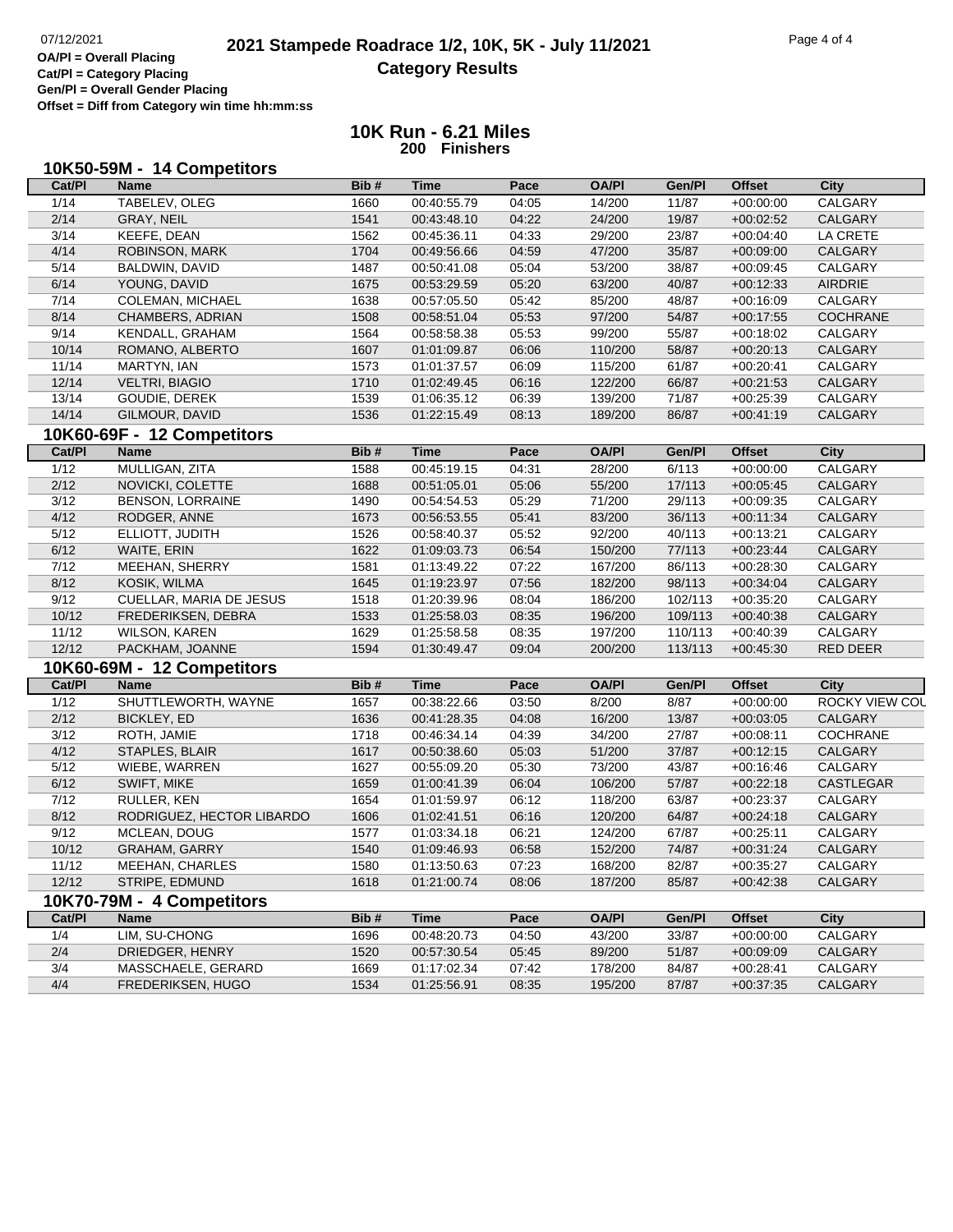07/12/2021

# 2021 Stampede Roadrace 1/2, 10K, 5K - July 11/2021

## Category Results

**OA/Pl = Overall Placing**
**Cat/Pl = Category Placing**
**Gen/Pl = Overall Gender Placing**
**Offset = Diff from Category win time hh:mm:ss**

## 10K Run - 6.21 Miles

**200 Finishers**

### 10K50-59M - 14 Competitors

| Cat/Pl | Name | Bib # | Time | Pace | OA/Pl | Gen/Pl | Offset | City |
|---|---|---|---|---|---|---|---|---|
| 1/14 | TABELEV, OLEG | 1660 | 00:40:55.79 | 04:05 | 14/200 | 11/87 | +00:00:00 | CALGARY |
| 2/14 | GRAY, NEIL | 1541 | 00:43:48.10 | 04:22 | 24/200 | 19/87 | +00:02:52 | CALGARY |
| 3/14 | KEEFE, DEAN | 1562 | 00:45:36.11 | 04:33 | 29/200 | 23/87 | +00:04:40 | LA CRETE |
| 4/14 | ROBINSON, MARK | 1704 | 00:49:56.66 | 04:59 | 47/200 | 35/87 | +00:09:00 | CALGARY |
| 5/14 | BALDWIN, DAVID | 1487 | 00:50:41.08 | 05:04 | 53/200 | 38/87 | +00:09:45 | CALGARY |
| 6/14 | YOUNG, DAVID | 1675 | 00:53:29.59 | 05:20 | 63/200 | 40/87 | +00:12:33 | AIRDRIE |
| 7/14 | COLEMAN, MICHAEL | 1638 | 00:57:05.50 | 05:42 | 85/200 | 48/87 | +00:16:09 | CALGARY |
| 8/14 | CHAMBERS, ADRIAN | 1508 | 00:58:51.04 | 05:53 | 97/200 | 54/87 | +00:17:55 | COCHRANE |
| 9/14 | KENDALL, GRAHAM | 1564 | 00:58:58.38 | 05:53 | 99/200 | 55/87 | +00:18:02 | CALGARY |
| 10/14 | ROMANO, ALBERTO | 1607 | 01:01:09.87 | 06:06 | 110/200 | 58/87 | +00:20:13 | CALGARY |
| 11/14 | MARTYN, IAN | 1573 | 01:01:37.57 | 06:09 | 115/200 | 61/87 | +00:20:41 | CALGARY |
| 12/14 | VELTRI, BIAGIO | 1710 | 01:02:49.45 | 06:16 | 122/200 | 66/87 | +00:21:53 | CALGARY |
| 13/14 | GOUDIE, DEREK | 1539 | 01:06:35.12 | 06:39 | 139/200 | 71/87 | +00:25:39 | CALGARY |
| 14/14 | GILMOUR, DAVID | 1536 | 01:22:15.49 | 08:13 | 189/200 | 86/87 | +00:41:19 | CALGARY |

### 10K60-69F - 12 Competitors

| Cat/Pl | Name | Bib # | Time | Pace | OA/Pl | Gen/Pl | Offset | City |
|---|---|---|---|---|---|---|---|---|
| 1/12 | MULLIGAN, ZITA | 1588 | 00:45:19.15 | 04:31 | 28/200 | 6/113 | +00:00:00 | CALGARY |
| 2/12 | NOVICKI, COLETTE | 1688 | 00:51:05.01 | 05:06 | 55/200 | 17/113 | +00:05:45 | CALGARY |
| 3/12 | BENSON, LORRAINE | 1490 | 00:54:54.53 | 05:29 | 71/200 | 29/113 | +00:09:35 | CALGARY |
| 4/12 | RODGER, ANNE | 1673 | 00:56:53.55 | 05:41 | 83/200 | 36/113 | +00:11:34 | CALGARY |
| 5/12 | ELLIOTT, JUDITH | 1526 | 00:58:40.37 | 05:52 | 92/200 | 40/113 | +00:13:21 | CALGARY |
| 6/12 | WAITE, ERIN | 1622 | 01:09:03.73 | 06:54 | 150/200 | 77/113 | +00:23:44 | CALGARY |
| 7/12 | MEEHAN, SHERRY | 1581 | 01:13:49.22 | 07:22 | 167/200 | 86/113 | +00:28:30 | CALGARY |
| 8/12 | KOSIK, WILMA | 1645 | 01:19:23.97 | 07:56 | 182/200 | 98/113 | +00:34:04 | CALGARY |
| 9/12 | CUELLAR, MARIA DE JESUS | 1518 | 01:20:39.96 | 08:04 | 186/200 | 102/113 | +00:35:20 | CALGARY |
| 10/12 | FREDERIKSEN, DEBRA | 1533 | 01:25:58.03 | 08:35 | 196/200 | 109/113 | +00:40:38 | CALGARY |
| 11/12 | WILSON, KAREN | 1629 | 01:25:58.58 | 08:35 | 197/200 | 110/113 | +00:40:39 | CALGARY |
| 12/12 | PACKHAM, JOANNE | 1594 | 01:30:49.47 | 09:04 | 200/200 | 113/113 | +00:45:30 | RED DEER |

### 10K60-69M - 12 Competitors

| Cat/Pl | Name | Bib # | Time | Pace | OA/Pl | Gen/Pl | Offset | City |
|---|---|---|---|---|---|---|---|---|
| 1/12 | SHUTTLEWORTH, WAYNE | 1657 | 00:38:22.66 | 03:50 | 8/200 | 8/87 | +00:00:00 | ROCKY VIEW COU |
| 2/12 | BICKLEY, ED | 1636 | 00:41:28.35 | 04:08 | 16/200 | 13/87 | +00:03:05 | CALGARY |
| 3/12 | ROTH, JAMIE | 1718 | 00:46:34.14 | 04:39 | 34/200 | 27/87 | +00:08:11 | COCHRANE |
| 4/12 | STAPLES, BLAIR | 1617 | 00:50:38.60 | 05:03 | 51/200 | 37/87 | +00:12:15 | CALGARY |
| 5/12 | WIEBE, WARREN | 1627 | 00:55:09.20 | 05:30 | 73/200 | 43/87 | +00:16:46 | CALGARY |
| 6/12 | SWIFT, MIKE | 1659 | 01:00:41.39 | 06:04 | 106/200 | 57/87 | +00:22:18 | CASTLEGAR |
| 7/12 | RULLER, KEN | 1654 | 01:01:59.97 | 06:12 | 118/200 | 63/87 | +00:23:37 | CALGARY |
| 8/12 | RODRIGUEZ, HECTOR LIBARDO | 1606 | 01:02:41.51 | 06:16 | 120/200 | 64/87 | +00:24:18 | CALGARY |
| 9/12 | MCLEAN, DOUG | 1577 | 01:03:34.18 | 06:21 | 124/200 | 67/87 | +00:25:11 | CALGARY |
| 10/12 | GRAHAM, GARRY | 1540 | 01:09:46.93 | 06:58 | 152/200 | 74/87 | +00:31:24 | CALGARY |
| 11/12 | MEEHAN, CHARLES | 1580 | 01:13:50.63 | 07:23 | 168/200 | 82/87 | +00:35:27 | CALGARY |
| 12/12 | STRIPE, EDMUND | 1618 | 01:21:00.74 | 08:06 | 187/200 | 85/87 | +00:42:38 | CALGARY |

### 10K70-79M - 4 Competitors

| Cat/Pl | Name | Bib # | Time | Pace | OA/Pl | Gen/Pl | Offset | City |
|---|---|---|---|---|---|---|---|---|
| 1/4 | LIM, SU-CHONG | 1696 | 00:48:20.73 | 04:50 | 43/200 | 33/87 | +00:00:00 | CALGARY |
| 2/4 | DRIEDGER, HENRY | 1520 | 00:57:30.54 | 05:45 | 89/200 | 51/87 | +00:09:09 | CALGARY |
| 3/4 | MASSCHAELE, GERARD | 1669 | 01:17:02.34 | 07:42 | 178/200 | 84/87 | +00:28:41 | CALGARY |
| 4/4 | FREDERIKSEN, HUGO | 1534 | 01:25:56.91 | 08:35 | 195/200 | 87/87 | +00:37:35 | CALGARY |